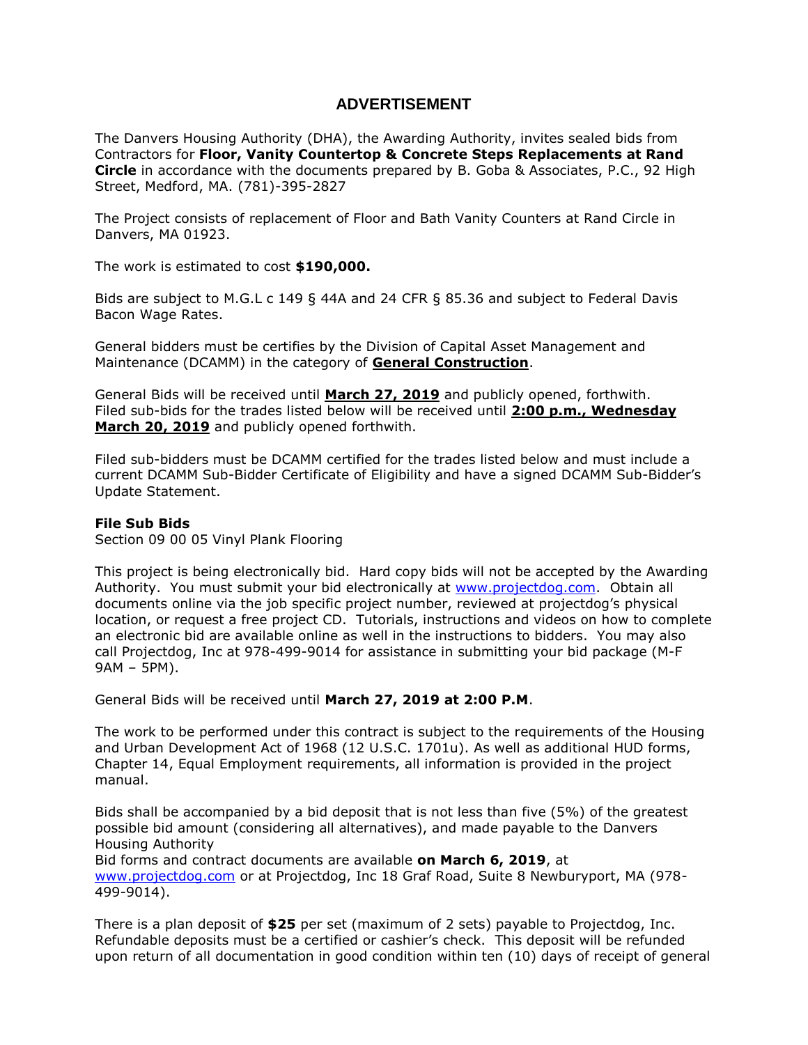# ADVERTISEMENT

The Danvers Housing Authority (DHA), the Awarding Authority, invites sealed bids from Contractors for **Floor, Vanity Countertop & Concrete Steps Replacements at Rand Circle** in accordance with the documents prepared by B. Goba & Associates, P.C., 92 High Street, Medford, MA. (781)-395-2827

The Project consists of replacement of Floor and Bath Vanity Counters at Rand Circle in Danvers, MA 01923.

The work is estimated to cost **$190,000.**

Bids are subject to M.G.L c 149 § 44A and 24 CFR § 85.36 and subject to Federal Davis Bacon Wage Rates.

General bidders must be certifies by the Division of Capital Asset Management and Maintenance (DCAMM) in the category of **General Construction**.

General Bids will be received until **March 27, 2019** and publicly opened, forthwith. Filed sub-bids for the trades listed below will be received until **2:00 p.m., Wednesday March 20, 2019** and publicly opened forthwith.

Filed sub-bidders must be DCAMM certified for the trades listed below and must include a current DCAMM Sub-Bidder Certificate of Eligibility and have a signed DCAMM Sub-Bidder's Update Statement.

**File Sub Bids**
Section 09 00 05 Vinyl Plank Flooring

This project is being electronically bid. Hard copy bids will not be accepted by the Awarding Authority. You must submit your bid electronically at www.projectdog.com. Obtain all documents online via the job specific project number, reviewed at projectdog's physical location, or request a free project CD. Tutorials, instructions and videos on how to complete an electronic bid are available online as well in the instructions to bidders. You may also call Projectdog, Inc at 978-499-9014 for assistance in submitting your bid package (M-F 9AM – 5PM).

General Bids will be received until **March 27, 2019 at 2:00 P.M**.

The work to be performed under this contract is subject to the requirements of the Housing and Urban Development Act of 1968 (12 U.S.C. 1701u). As well as additional HUD forms, Chapter 14, Equal Employment requirements, all information is provided in the project manual.

Bids shall be accompanied by a bid deposit that is not less than five (5%) of the greatest possible bid amount (considering all alternatives), and made payable to the Danvers Housing Authority
Bid forms and contract documents are available **on March 6, 2019**, at www.projectdog.com or at Projectdog, Inc 18 Graf Road, Suite 8 Newburyport, MA (978-499-9014).

There is a plan deposit of **$25** per set (maximum of 2 sets) payable to Projectdog, Inc. Refundable deposits must be a certified or cashier's check. This deposit will be refunded upon return of all documentation in good condition within ten (10) days of receipt of general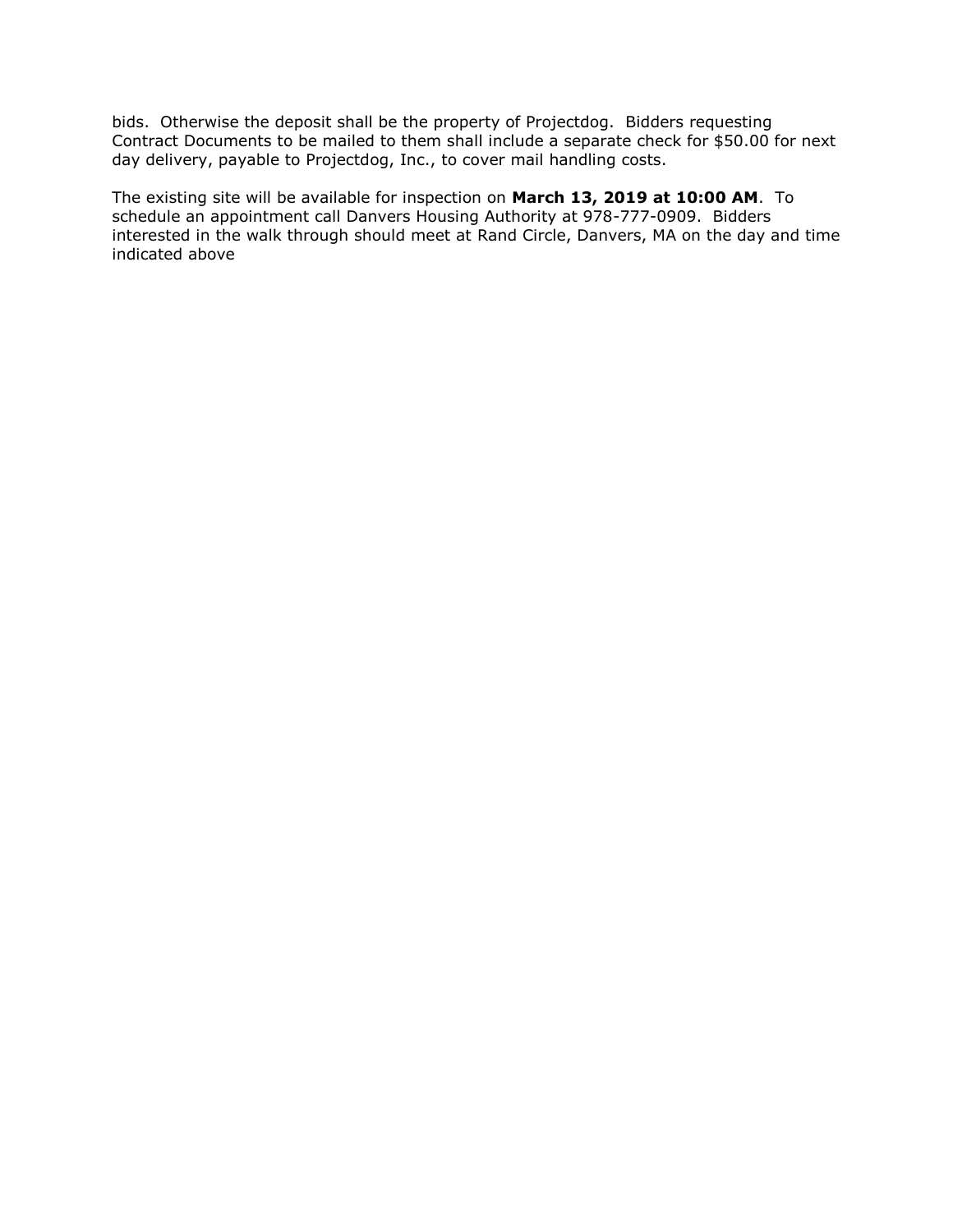bids. Otherwise the deposit shall be the property of Projectdog. Bidders requesting Contract Documents to be mailed to them shall include a separate check for $50.00 for next day delivery, payable to Projectdog, Inc., to cover mail handling costs.

The existing site will be available for inspection on **March 13, 2019 at 10:00 AM**. To schedule an appointment call Danvers Housing Authority at 978-777-0909. Bidders interested in the walk through should meet at Rand Circle, Danvers, MA on the day and time indicated above